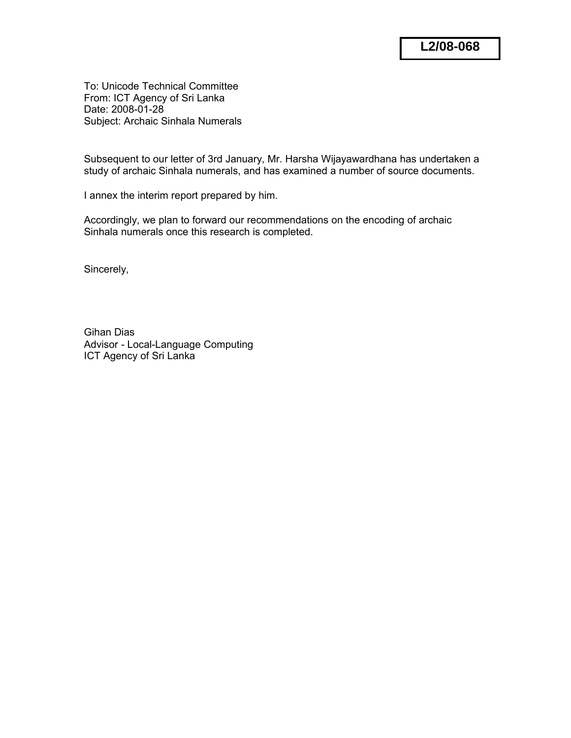**L2/08-068**

To: Unicode Technical Committee
From: ICT Agency of Sri Lanka
Date: 2008-01-28
Subject: Archaic Sinhala Numerals

Subsequent to our letter of 3rd January, Mr. Harsha Wijayawardhana has undertaken a study of archaic Sinhala numerals, and has examined a number of source documents.

I annex the interim report prepared by him.

Accordingly, we plan to forward our recommendations on the encoding of archaic Sinhala numerals once this research is completed.

Sincerely,

Gihan Dias
Advisor - Local-Language Computing
ICT Agency of Sri Lanka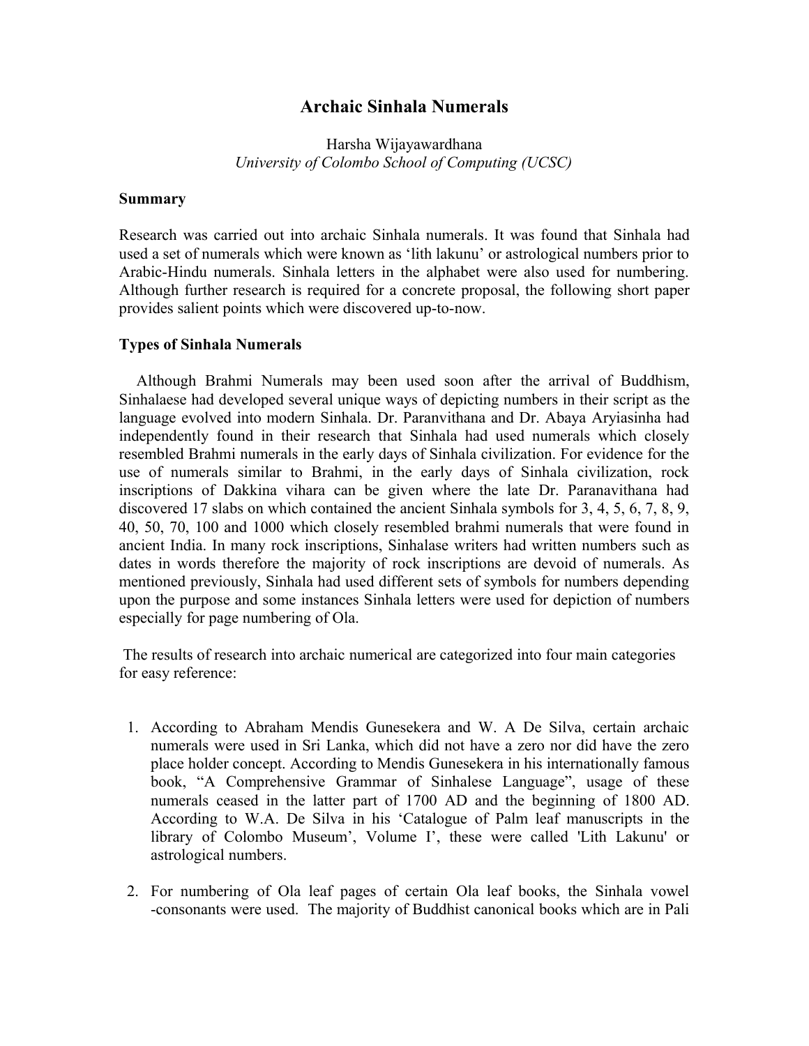# Archaic Sinhala Numerals

Harsha Wijayawardhana  
*University of Colombo School of Computing (UCSC)*

**Summary**

Research was carried out into archaic Sinhala numerals. It was found that Sinhala had used a set of numerals which were known as 'lith lakunu' or astrological numbers prior to Arabic-Hindu numerals. Sinhala letters in the alphabet were also used for numbering. Although further research is required for a concrete proposal, the following short paper provides salient points which were discovered up-to-now.

**Types of Sinhala Numerals**

Although Brahmi Numerals may been used soon after the arrival of Buddhism, Sinhalaese had developed several unique ways of depicting numbers in their script as the language evolved into modern Sinhala. Dr. Paranvithana and Dr. Abaya Aryiasinha had independently found in their research that Sinhala had used numerals which closely resembled Brahmi numerals in the early days of Sinhala civilization. For evidence for the use of numerals similar to Brahmi, in the early days of Sinhala civilization, rock inscriptions of Dakkina vihara can be given where the late Dr. Paranavithana had discovered 17 slabs on which contained the ancient Sinhala symbols for 3, 4, 5, 6, 7, 8, 9, 40, 50, 70, 100 and 1000 which closely resembled brahmi numerals that were found in ancient India. In many rock inscriptions, Sinhalase writers had written numbers such as dates in words therefore the majority of rock inscriptions are devoid of numerals. As mentioned previously, Sinhala had used different sets of symbols for numbers depending upon the purpose and some instances Sinhala letters were used for depiction of numbers especially for page numbering of Ola.

The results of research into archaic numerical are categorized into four main categories for easy reference:

1. According to Abraham Mendis Gunesekera and W. A De Silva, certain archaic numerals were used in Sri Lanka, which did not have a zero nor did have the zero place holder concept. According to Mendis Gunesekera in his internationally famous book, "A Comprehensive Grammar of Sinhalese Language", usage of these numerals ceased in the latter part of 1700 AD and the beginning of 1800 AD. According to W.A. De Silva in his 'Catalogue of Palm leaf manuscripts in the library of Colombo Museum', Volume I', these were called 'Lith Lakunu' or astrological numbers.

2. For numbering of Ola leaf pages of certain Ola leaf books, the Sinhala vowel -consonants were used. The majority of Buddhist canonical books which are in Pali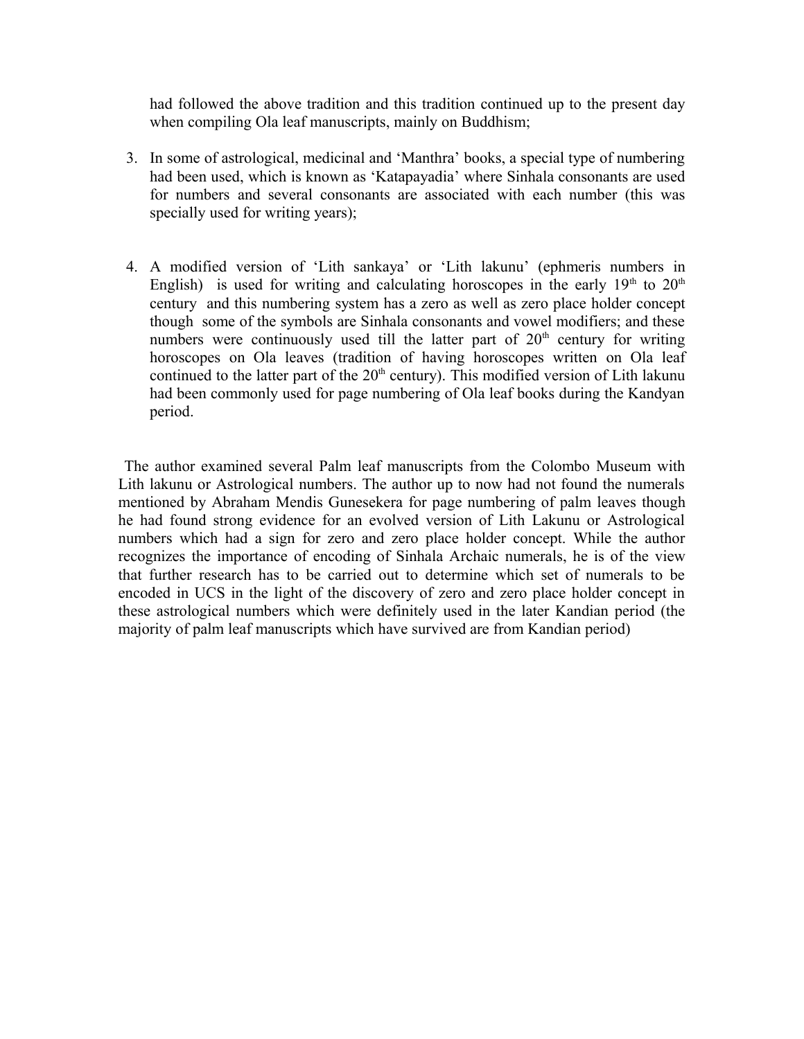had followed the above tradition and this tradition continued up to the present day when compiling Ola leaf manuscripts, mainly on Buddhism;

3. In some of astrological, medicinal and 'Manthra' books, a special type of numbering had been used, which is known as 'Katapayadia' where Sinhala consonants are used for numbers and several consonants are associated with each number (this was specially used for writing years);

4. A modified version of 'Lith sankaya' or 'Lith lakunu' (ephmeris numbers in English) is used for writing and calculating horoscopes in the early 19th to 20th century and this numbering system has a zero as well as zero place holder concept though some of the symbols are Sinhala consonants and vowel modifiers; and these numbers were continuously used till the latter part of 20th century for writing horoscopes on Ola leaves (tradition of having horoscopes written on Ola leaf continued to the latter part of the 20th century). This modified version of Lith lakunu had been commonly used for page numbering of Ola leaf books during the Kandyan period.

The author examined several Palm leaf manuscripts from the Colombo Museum with Lith lakunu or Astrological numbers. The author up to now had not found the numerals mentioned by Abraham Mendis Gunesekera for page numbering of palm leaves though he had found strong evidence for an evolved version of Lith Lakunu or Astrological numbers which had a sign for zero and zero place holder concept. While the author recognizes the importance of encoding of Sinhala Archaic numerals, he is of the view that further research has to be carried out to determine which set of numerals to be encoded in UCS in the light of the discovery of zero and zero place holder concept in these astrological numbers which were definitely used in the later Kandian period (the majority of palm leaf manuscripts which have survived are from Kandian period)